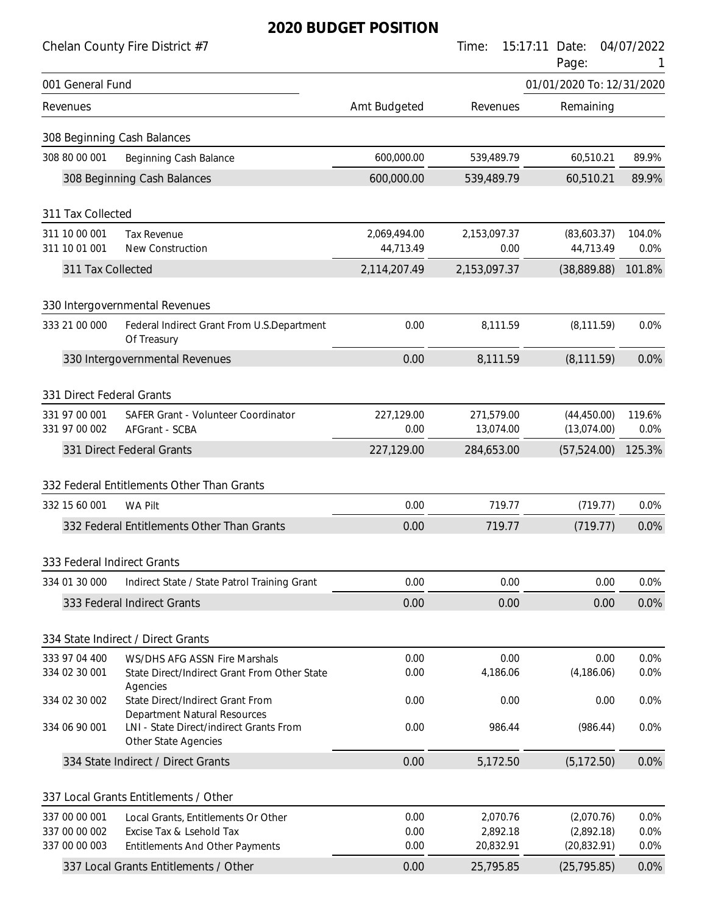# 2020 BUDGET POSITION

Chelan County Fire District #7

Time: 15:17:11 Date: 04/07/2022

001 General Fund — 01/01/2020 To: 12/31/2020

| Revenues | | Amt Budgeted | Revenues | Remaining | |
|---|---|---|---|---|---|
| **308 Beginning Cash Balances** | | | | | |
| 308 80 00 001 | Beginning Cash Balance | 600,000.00 | 539,489.79 | 60,510.21 | 89.9% |
| | 308 Beginning Cash Balances | 600,000.00 | 539,489.79 | 60,510.21 | 89.9% |
| **311 Tax Collected** | | | | | |
| 311 10 00 001 | Tax Revenue | 2,069,494.00 | 2,153,097.37 | (83,603.37) | 104.0% |
| 311 10 01 001 | New Construction | 44,713.49 | 0.00 | 44,713.49 | 0.0% |
| | 311 Tax Collected | 2,114,207.49 | 2,153,097.37 | (38,889.88) | 101.8% |
| **330 Intergovernmental Revenues** | | | | | |
| 333 21 00 000 | Federal Indirect Grant From U.S.Department Of Treasury | 0.00 | 8,111.59 | (8,111.59) | 0.0% |
| | 330 Intergovernmental Revenues | 0.00 | 8,111.59 | (8,111.59) | 0.0% |
| **331 Direct Federal Grants** | | | | | |
| 331 97 00 001 | SAFER Grant - Volunteer Coordinator | 227,129.00 | 271,579.00 | (44,450.00) | 119.6% |
| 331 97 00 002 | AFGrant - SCBA | 0.00 | 13,074.00 | (13,074.00) | 0.0% |
| | 331 Direct Federal Grants | 227,129.00 | 284,653.00 | (57,524.00) | 125.3% |
| **332 Federal Entitlements Other Than Grants** | | | | | |
| 332 15 60 001 | WA Pilt | 0.00 | 719.77 | (719.77) | 0.0% |
| | 332 Federal Entitlements Other Than Grants | 0.00 | 719.77 | (719.77) | 0.0% |
| **333 Federal Indirect Grants** | | | | | |
| 334 01 30 000 | Indirect State / State Patrol Training Grant | 0.00 | 0.00 | 0.00 | 0.0% |
| | 333 Federal Indirect Grants | 0.00 | 0.00 | 0.00 | 0.0% |
| **334 State Indirect / Direct Grants** | | | | | |
| 333 97 04 400 | WS/DHS AFG ASSN Fire Marshals | 0.00 | 0.00 | 0.00 | 0.0% |
| 334 02 30 001 | State Direct/Indirect Grant From Other State Agencies | 0.00 | 4,186.06 | (4,186.06) | 0.0% |
| 334 02 30 002 | State Direct/Indirect Grant From Department Natural Resources | 0.00 | 0.00 | 0.00 | 0.0% |
| 334 06 90 001 | LNI - State Direct/indirect Grants From Other State Agencies | 0.00 | 986.44 | (986.44) | 0.0% |
| | 334 State Indirect / Direct Grants | 0.00 | 5,172.50 | (5,172.50) | 0.0% |
| **337 Local Grants Entitlements / Other** | | | | | |
| 337 00 00 001 | Local Grants, Entitlements Or Other | 0.00 | 2,070.76 | (2,070.76) | 0.0% |
| 337 00 00 002 | Excise Tax & Lsehold Tax | 0.00 | 2,892.18 | (2,892.18) | 0.0% |
| 337 00 00 003 | Entitlements And Other Payments | 0.00 | 20,832.91 | (20,832.91) | 0.0% |
| | 337 Local Grants Entitlements / Other | 0.00 | 25,795.85 | (25,795.85) | 0.0% |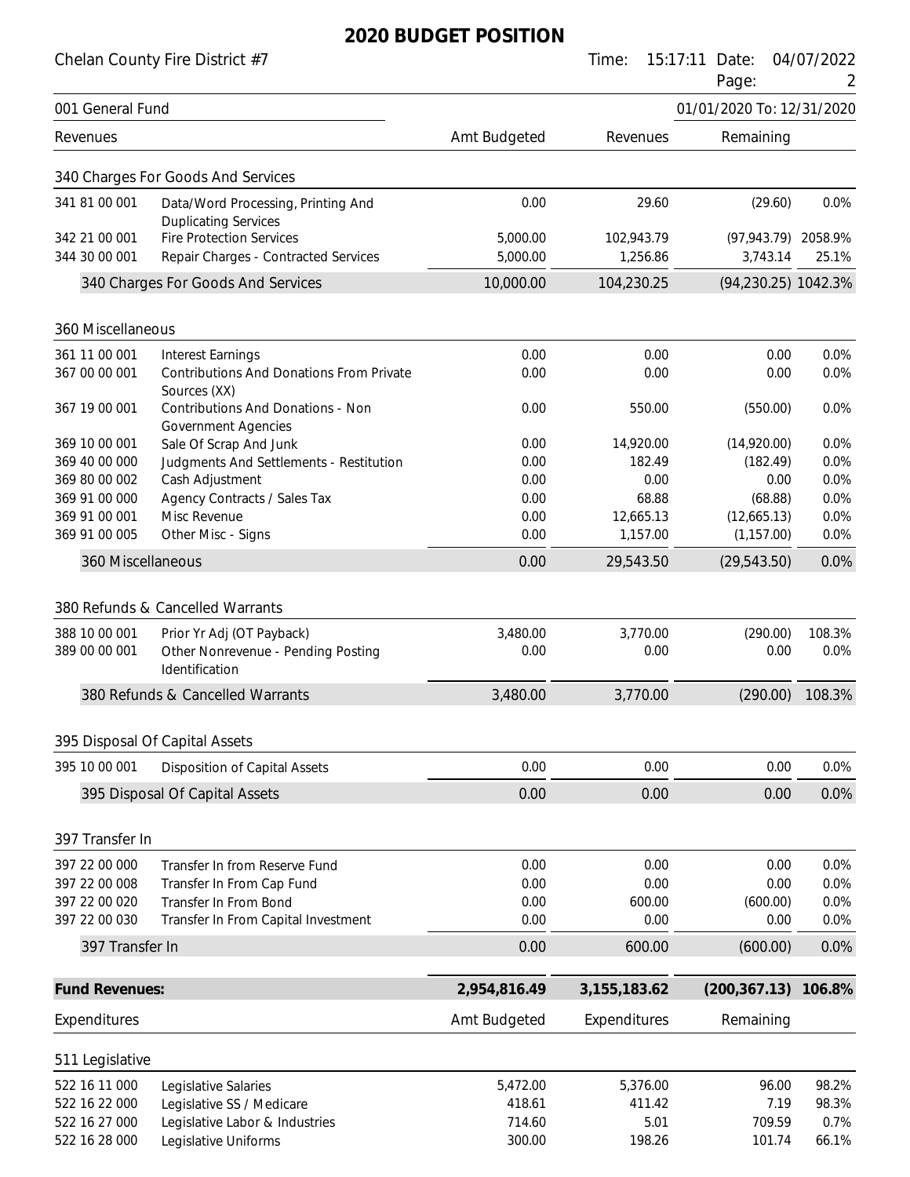# 2020 BUDGET POSITION

Chelan County Fire District #7

Time: 15:17:11 Date: 04/07/2022

001 General Fund — 01/01/2020 To: 12/31/2020

| Revenues | | Amt Budgeted | Revenues | Remaining | |
|---|---|---|---|---|---|
| **340 Charges For Goods And Services** | | | | | |
| 341 81 00 001 | Data/Word Processing, Printing And Duplicating Services | 0.00 | 29.60 | (29.60) | 0.0% |
| 342 21 00 001 | Fire Protection Services | 5,000.00 | 102,943.79 | (97,943.79) | 2058.9% |
| 344 30 00 001 | Repair Charges - Contracted Services | 5,000.00 | 1,256.86 | 3,743.14 | 25.1% |
| | 340 Charges For Goods And Services | 10,000.00 | 104,230.25 | (94,230.25) | 1042.3% |
| **360 Miscellaneous** | | | | | |
| 361 11 00 001 | Interest Earnings | 0.00 | 0.00 | 0.00 | 0.0% |
| 367 00 00 001 | Contributions And Donations From Private Sources (XX) | 0.00 | 0.00 | 0.00 | 0.0% |
| 367 19 00 001 | Contributions And Donations - Non Government Agencies | 0.00 | 550.00 | (550.00) | 0.0% |
| 369 10 00 001 | Sale Of Scrap And Junk | 0.00 | 14,920.00 | (14,920.00) | 0.0% |
| 369 40 00 000 | Judgments And Settlements - Restitution | 0.00 | 182.49 | (182.49) | 0.0% |
| 369 80 00 002 | Cash Adjustment | 0.00 | 0.00 | 0.00 | 0.0% |
| 369 91 00 000 | Agency Contracts / Sales Tax | 0.00 | 68.88 | (68.88) | 0.0% |
| 369 91 00 001 | Misc Revenue | 0.00 | 12,665.13 | (12,665.13) | 0.0% |
| 369 91 00 005 | Other Misc - Signs | 0.00 | 1,157.00 | (1,157.00) | 0.0% |
| | 360 Miscellaneous | 0.00 | 29,543.50 | (29,543.50) | 0.0% |
| **380 Refunds & Cancelled Warrants** | | | | | |
| 388 10 00 001 | Prior Yr Adj (OT Payback) | 3,480.00 | 3,770.00 | (290.00) | 108.3% |
| 389 00 00 001 | Other Nonrevenue - Pending Posting Identification | 0.00 | 0.00 | 0.00 | 0.0% |
| | 380 Refunds & Cancelled Warrants | 3,480.00 | 3,770.00 | (290.00) | 108.3% |
| **395 Disposal Of Capital Assets** | | | | | |
| 395 10 00 001 | Disposition of Capital Assets | 0.00 | 0.00 | 0.00 | 0.0% |
| | 395 Disposal Of Capital Assets | 0.00 | 0.00 | 0.00 | 0.0% |
| **397 Transfer In** | | | | | |
| 397 22 00 000 | Transfer In from Reserve Fund | 0.00 | 0.00 | 0.00 | 0.0% |
| 397 22 00 008 | Transfer In From Cap Fund | 0.00 | 0.00 | 0.00 | 0.0% |
| 397 22 00 020 | Transfer In From Bond | 0.00 | 600.00 | (600.00) | 0.0% |
| 397 22 00 030 | Transfer In From Capital Investment | 0.00 | 0.00 | 0.00 | 0.0% |
| | 397 Transfer In | 0.00 | 600.00 | (600.00) | 0.0% |
| **Fund Revenues:** | | **2,954,816.49** | **3,155,183.62** | **(200,367.13)** | **106.8%** |

| Expenditures | | Amt Budgeted | Expenditures | Remaining | |
|---|---|---|---|---|---|
| **511 Legislative** | | | | | |
| 522 16 11 000 | Legislative Salaries | 5,472.00 | 5,376.00 | 96.00 | 98.2% |
| 522 16 22 000 | Legislative SS / Medicare | 418.61 | 411.42 | 7.19 | 98.3% |
| 522 16 27 000 | Legislative Labor & Industries | 714.60 | 5.01 | 709.59 | 0.7% |
| 522 16 28 000 | Legislative Uniforms | 300.00 | 198.26 | 101.74 | 66.1% |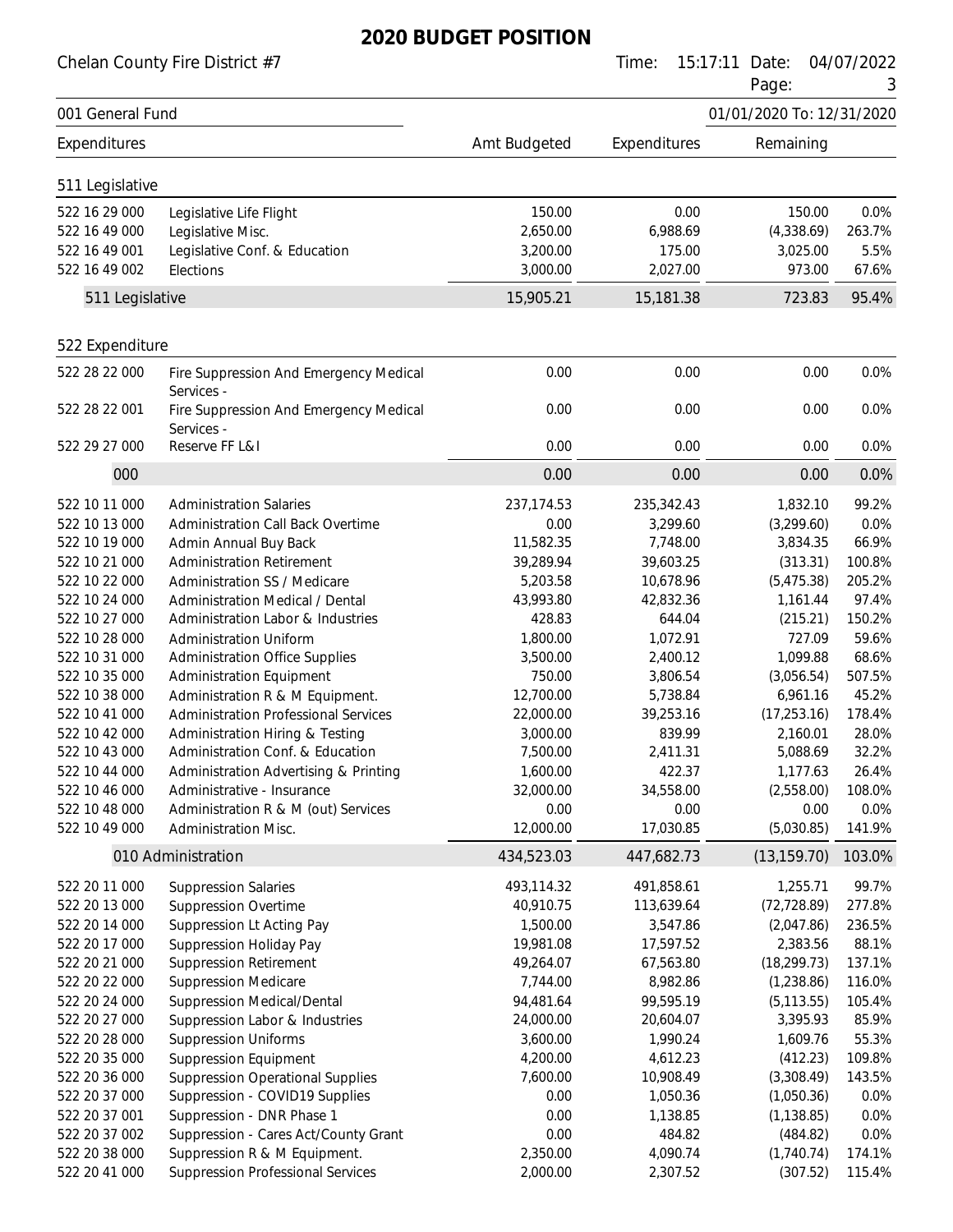# 2020 BUDGET POSITION

Chelan County Fire District #7

Time: 15:17:11 Date: 04/07/2022

001 General Fund — 01/01/2020 To: 12/31/2020

| Expenditures | | Amt Budgeted | Expenditures | Remaining | |
|---|---|---|---|---|---|
| **511 Legislative** | | | | | |
| 522 16 29 000 | Legislative Life Flight | 150.00 | 0.00 | 150.00 | 0.0% |
| 522 16 49 000 | Legislative Misc. | 2,650.00 | 6,988.69 | (4,338.69) | 263.7% |
| 522 16 49 001 | Legislative Conf. & Education | 3,200.00 | 175.00 | 3,025.00 | 5.5% |
| 522 16 49 002 | Elections | 3,000.00 | 2,027.00 | 973.00 | 67.6% |
| 511 Legislative | | 15,905.21 | 15,181.38 | 723.83 | 95.4% |
| **522 Expenditure** | | | | | |
| 522 28 22 000 | Fire Suppression And Emergency Medical Services - | 0.00 | 0.00 | 0.00 | 0.0% |
| 522 28 22 001 | Fire Suppression And Emergency Medical Services - | 0.00 | 0.00 | 0.00 | 0.0% |
| 522 29 27 000 | Reserve FF L&I | 0.00 | 0.00 | 0.00 | 0.0% |
| 000 | | 0.00 | 0.00 | 0.00 | 0.0% |
| 522 10 11 000 | Administration Salaries | 237,174.53 | 235,342.43 | 1,832.10 | 99.2% |
| 522 10 13 000 | Administration Call Back Overtime | 0.00 | 3,299.60 | (3,299.60) | 0.0% |
| 522 10 19 000 | Admin Annual Buy Back | 11,582.35 | 7,748.00 | 3,834.35 | 66.9% |
| 522 10 21 000 | Administration Retirement | 39,289.94 | 39,603.25 | (313.31) | 100.8% |
| 522 10 22 000 | Administration SS / Medicare | 5,203.58 | 10,678.96 | (5,475.38) | 205.2% |
| 522 10 24 000 | Administration Medical / Dental | 43,993.80 | 42,832.36 | 1,161.44 | 97.4% |
| 522 10 27 000 | Administration Labor & Industries | 428.83 | 644.04 | (215.21) | 150.2% |
| 522 10 28 000 | Administration Uniform | 1,800.00 | 1,072.91 | 727.09 | 59.6% |
| 522 10 31 000 | Administration Office Supplies | 3,500.00 | 2,400.12 | 1,099.88 | 68.6% |
| 522 10 35 000 | Administration Equipment | 750.00 | 3,806.54 | (3,056.54) | 507.5% |
| 522 10 38 000 | Administration R & M Equipment. | 12,700.00 | 5,738.84 | 6,961.16 | 45.2% |
| 522 10 41 000 | Administration Professional Services | 22,000.00 | 39,253.16 | (17,253.16) | 178.4% |
| 522 10 42 000 | Administration Hiring & Testing | 3,000.00 | 839.99 | 2,160.01 | 28.0% |
| 522 10 43 000 | Administration Conf. & Education | 7,500.00 | 2,411.31 | 5,088.69 | 32.2% |
| 522 10 44 000 | Administration Advertising & Printing | 1,600.00 | 422.37 | 1,177.63 | 26.4% |
| 522 10 46 000 | Administrative - Insurance | 32,000.00 | 34,558.00 | (2,558.00) | 108.0% |
| 522 10 48 000 | Administration R & M (out) Services | 0.00 | 0.00 | 0.00 | 0.0% |
| 522 10 49 000 | Administration Misc. | 12,000.00 | 17,030.85 | (5,030.85) | 141.9% |
| 010 Administration | | 434,523.03 | 447,682.73 | (13,159.70) | 103.0% |
| 522 20 11 000 | Suppression Salaries | 493,114.32 | 491,858.61 | 1,255.71 | 99.7% |
| 522 20 13 000 | Suppression Overtime | 40,910.75 | 113,639.64 | (72,728.89) | 277.8% |
| 522 20 14 000 | Suppression Lt Acting Pay | 1,500.00 | 3,547.86 | (2,047.86) | 236.5% |
| 522 20 17 000 | Suppression Holiday Pay | 19,981.08 | 17,597.52 | 2,383.56 | 88.1% |
| 522 20 21 000 | Suppression Retirement | 49,264.07 | 67,563.80 | (18,299.73) | 137.1% |
| 522 20 22 000 | Suppression Medicare | 7,744.00 | 8,982.86 | (1,238.86) | 116.0% |
| 522 20 24 000 | Suppression Medical/Dental | 94,481.64 | 99,595.19 | (5,113.55) | 105.4% |
| 522 20 27 000 | Suppression Labor & Industries | 24,000.00 | 20,604.07 | 3,395.93 | 85.9% |
| 522 20 28 000 | Suppression Uniforms | 3,600.00 | 1,990.24 | 1,609.76 | 55.3% |
| 522 20 35 000 | Suppression Equipment | 4,200.00 | 4,612.23 | (412.23) | 109.8% |
| 522 20 36 000 | Suppression Operational Supplies | 7,600.00 | 10,908.49 | (3,308.49) | 143.5% |
| 522 20 37 000 | Suppression - COVID19 Supplies | 0.00 | 1,050.36 | (1,050.36) | 0.0% |
| 522 20 37 001 | Suppression - DNR Phase 1 | 0.00 | 1,138.85 | (1,138.85) | 0.0% |
| 522 20 37 002 | Suppression - Cares Act/County Grant | 0.00 | 484.82 | (484.82) | 0.0% |
| 522 20 38 000 | Suppression R & M Equipment. | 2,350.00 | 4,090.74 | (1,740.74) | 174.1% |
| 522 20 41 000 | Suppression Professional Services | 2,000.00 | 2,307.52 | (307.52) | 115.4% |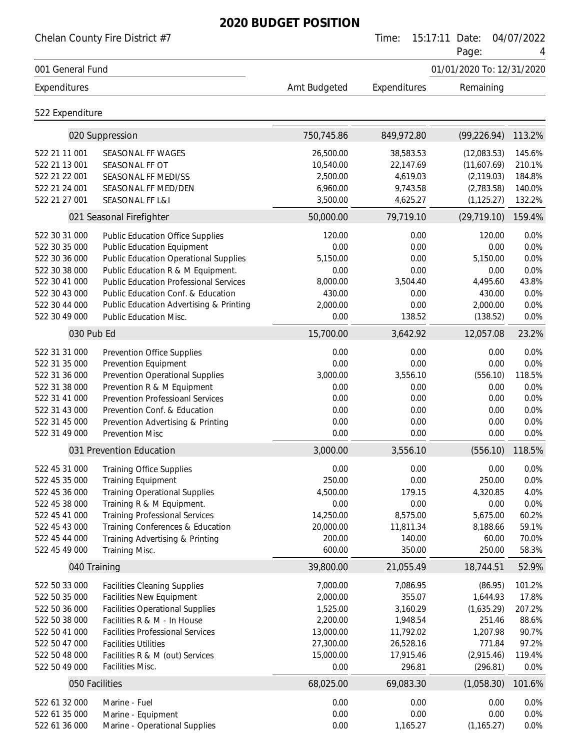# 2020 BUDGET POSITION

Chelan County Fire District #7

Time: 15:17:11 Date: 04/07/2022

001 General Fund

01/01/2020 To: 12/31/2020

| Expenditures | | Amt Budgeted | Expenditures | Remaining | |
|---|---|---|---|---|---|
| **522 Expenditure** | | | | | |
| | 020 Suppression | 750,745.86 | 849,972.80 | (99,226.94) | 113.2% |
| 522 21 11 001 | SEASONAL FF WAGES | 26,500.00 | 38,583.53 | (12,083.53) | 145.6% |
| 522 21 13 001 | SEASONAL FF OT | 10,540.00 | 22,147.69 | (11,607.69) | 210.1% |
| 522 21 22 001 | SEASONAL FF MEDI/SS | 2,500.00 | 4,619.03 | (2,119.03) | 184.8% |
| 522 21 24 001 | SEASONAL FF MED/DEN | 6,960.00 | 9,743.58 | (2,783.58) | 140.0% |
| 522 21 27 001 | SEASONAL FF L&I | 3,500.00 | 4,625.27 | (1,125.27) | 132.2% |
| | 021 Seasonal Firefighter | 50,000.00 | 79,719.10 | (29,719.10) | 159.4% |
| 522 30 31 000 | Public Education Office Supplies | 120.00 | 0.00 | 120.00 | 0.0% |
| 522 30 35 000 | Public Education Equipment | 0.00 | 0.00 | 0.00 | 0.0% |
| 522 30 36 000 | Public Education Operational Supplies | 5,150.00 | 0.00 | 5,150.00 | 0.0% |
| 522 30 38 000 | Public Education R & M Equipment. | 0.00 | 0.00 | 0.00 | 0.0% |
| 522 30 41 000 | Public Education Professional Services | 8,000.00 | 3,504.40 | 4,495.60 | 43.8% |
| 522 30 43 000 | Public Education Conf. & Education | 430.00 | 0.00 | 430.00 | 0.0% |
| 522 30 44 000 | Public Education Advertising & Printing | 2,000.00 | 0.00 | 2,000.00 | 0.0% |
| 522 30 49 000 | Public Education Misc. | 0.00 | 138.52 | (138.52) | 0.0% |
| | 030 Pub Ed | 15,700.00 | 3,642.92 | 12,057.08 | 23.2% |
| 522 31 31 000 | Prevention Office Supplies | 0.00 | 0.00 | 0.00 | 0.0% |
| 522 31 35 000 | Prevention Equipment | 0.00 | 0.00 | 0.00 | 0.0% |
| 522 31 36 000 | Prevention Operational Supplies | 3,000.00 | 3,556.10 | (556.10) | 118.5% |
| 522 31 38 000 | Prevention R & M Equipment | 0.00 | 0.00 | 0.00 | 0.0% |
| 522 31 41 000 | Prevention Professioanl Services | 0.00 | 0.00 | 0.00 | 0.0% |
| 522 31 43 000 | Prevention Conf. & Education | 0.00 | 0.00 | 0.00 | 0.0% |
| 522 31 45 000 | Prevention Advertising & Printing | 0.00 | 0.00 | 0.00 | 0.0% |
| 522 31 49 000 | Prevention Misc | 0.00 | 0.00 | 0.00 | 0.0% |
| | 031 Prevention Education | 3,000.00 | 3,556.10 | (556.10) | 118.5% |
| 522 45 31 000 | Training Office Supplies | 0.00 | 0.00 | 0.00 | 0.0% |
| 522 45 35 000 | Training Equipment | 250.00 | 0.00 | 250.00 | 0.0% |
| 522 45 36 000 | Training Operational Supplies | 4,500.00 | 179.15 | 4,320.85 | 4.0% |
| 522 45 38 000 | Training R & M Equipment. | 0.00 | 0.00 | 0.00 | 0.0% |
| 522 45 41 000 | Training Professional Services | 14,250.00 | 8,575.00 | 5,675.00 | 60.2% |
| 522 45 43 000 | Training Conferences & Education | 20,000.00 | 11,811.34 | 8,188.66 | 59.1% |
| 522 45 44 000 | Training Advertising & Printing | 200.00 | 140.00 | 60.00 | 70.0% |
| 522 45 49 000 | Training Misc. | 600.00 | 350.00 | 250.00 | 58.3% |
| | 040 Training | 39,800.00 | 21,055.49 | 18,744.51 | 52.9% |
| 522 50 33 000 | Facilities Cleaning Supplies | 7,000.00 | 7,086.95 | (86.95) | 101.2% |
| 522 50 35 000 | Facilities New Equipment | 2,000.00 | 355.07 | 1,644.93 | 17.8% |
| 522 50 36 000 | Facilities Operational Supplies | 1,525.00 | 3,160.29 | (1,635.29) | 207.2% |
| 522 50 38 000 | Facilities R & M - In House | 2,200.00 | 1,948.54 | 251.46 | 88.6% |
| 522 50 41 000 | Facilities Professional Services | 13,000.00 | 11,792.02 | 1,207.98 | 90.7% |
| 522 50 47 000 | Facilities Utilities | 27,300.00 | 26,528.16 | 771.84 | 97.2% |
| 522 50 48 000 | Facilities R & M (out) Services | 15,000.00 | 17,915.46 | (2,915.46) | 119.4% |
| 522 50 49 000 | Facilities Misc. | 0.00 | 296.81 | (296.81) | 0.0% |
| | 050 Facilities | 68,025.00 | 69,083.30 | (1,058.30) | 101.6% |
| 522 61 32 000 | Marine - Fuel | 0.00 | 0.00 | 0.00 | 0.0% |
| 522 61 35 000 | Marine - Equipment | 0.00 | 0.00 | 0.00 | 0.0% |
| 522 61 36 000 | Marine - Operational Supplies | 0.00 | 1,165.27 | (1,165.27) | 0.0% |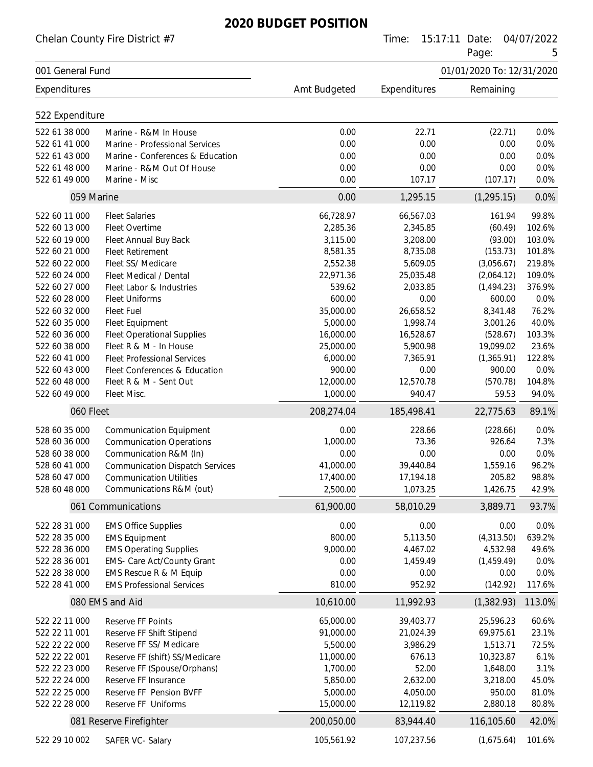# 2020 BUDGET POSITION

Chelan County Fire District #7

001 General Fund — 01/01/2020 To: 12/31/2020

| Expenditures | | Amt Budgeted | Expenditures | Remaining | |
|---|---|---|---|---|---|
| **522 Expenditure** | | | | | |
| 522 61 38 000 | Marine - R&M In House | 0.00 | 22.71 | (22.71) | 0.0% |
| 522 61 41 000 | Marine - Professional Services | 0.00 | 0.00 | 0.00 | 0.0% |
| 522 61 43 000 | Marine - Conferences & Education | 0.00 | 0.00 | 0.00 | 0.0% |
| 522 61 48 000 | Marine - R&M Out Of House | 0.00 | 0.00 | 0.00 | 0.0% |
| 522 61 49 000 | Marine - Misc | 0.00 | 107.17 | (107.17) | 0.0% |
| | **059 Marine** | 0.00 | 1,295.15 | (1,295.15) | 0.0% |
| 522 60 11 000 | Fleet Salaries | 66,728.97 | 66,567.03 | 161.94 | 99.8% |
| 522 60 13 000 | Fleet Overtime | 2,285.36 | 2,345.85 | (60.49) | 102.6% |
| 522 60 19 000 | Fleet Annual Buy Back | 3,115.00 | 3,208.00 | (93.00) | 103.0% |
| 522 60 21 000 | Fleet Retirement | 8,581.35 | 8,735.08 | (153.73) | 101.8% |
| 522 60 22 000 | Fleet SS/ Medicare | 2,552.38 | 5,609.05 | (3,056.67) | 219.8% |
| 522 60 24 000 | Fleet Medical / Dental | 22,971.36 | 25,035.48 | (2,064.12) | 109.0% |
| 522 60 27 000 | Fleet Labor & Industries | 539.62 | 2,033.85 | (1,494.23) | 376.9% |
| 522 60 28 000 | Fleet Uniforms | 600.00 | 0.00 | 600.00 | 0.0% |
| 522 60 32 000 | Fleet Fuel | 35,000.00 | 26,658.52 | 8,341.48 | 76.2% |
| 522 60 35 000 | Fleet Equipment | 5,000.00 | 1,998.74 | 3,001.26 | 40.0% |
| 522 60 36 000 | Fleet Operational Supplies | 16,000.00 | 16,528.67 | (528.67) | 103.3% |
| 522 60 38 000 | Fleet R & M - In House | 25,000.00 | 5,900.98 | 19,099.02 | 23.6% |
| 522 60 41 000 | Fleet Professional Services | 6,000.00 | 7,365.91 | (1,365.91) | 122.8% |
| 522 60 43 000 | Fleet Conferences & Education | 900.00 | 0.00 | 900.00 | 0.0% |
| 522 60 48 000 | Fleet R & M - Sent Out | 12,000.00 | 12,570.78 | (570.78) | 104.8% |
| 522 60 49 000 | Fleet Misc. | 1,000.00 | 940.47 | 59.53 | 94.0% |
| | **060 Fleet** | 208,274.04 | 185,498.41 | 22,775.63 | 89.1% |
| 528 60 35 000 | Communication Equipment | 0.00 | 228.66 | (228.66) | 0.0% |
| 528 60 36 000 | Communication Operations | 1,000.00 | 73.36 | 926.64 | 7.3% |
| 528 60 38 000 | Communication R&M (In) | 0.00 | 0.00 | 0.00 | 0.0% |
| 528 60 41 000 | Communication Dispatch Services | 41,000.00 | 39,440.84 | 1,559.16 | 96.2% |
| 528 60 47 000 | Communication Utilities | 17,400.00 | 17,194.18 | 205.82 | 98.8% |
| 528 60 48 000 | Communications R&M (out) | 2,500.00 | 1,073.25 | 1,426.75 | 42.9% |
| | **061 Communications** | 61,900.00 | 58,010.29 | 3,889.71 | 93.7% |
| 522 28 31 000 | EMS Office Supplies | 0.00 | 0.00 | 0.00 | 0.0% |
| 522 28 35 000 | EMS Equipment | 800.00 | 5,113.50 | (4,313.50) | 639.2% |
| 522 28 36 000 | EMS Operating Supplies | 9,000.00 | 4,467.02 | 4,532.98 | 49.6% |
| 522 28 36 001 | EMS- Care Act/County Grant | 0.00 | 1,459.49 | (1,459.49) | 0.0% |
| 522 28 38 000 | EMS Rescue R & M Equip | 0.00 | 0.00 | 0.00 | 0.0% |
| 522 28 41 000 | EMS Professional Services | 810.00 | 952.92 | (142.92) | 117.6% |
| | **080 EMS and Aid** | 10,610.00 | 11,992.93 | (1,382.93) | 113.0% |
| 522 22 11 000 | Reserve FF Points | 65,000.00 | 39,403.77 | 25,596.23 | 60.6% |
| 522 22 11 001 | Reserve FF Shift Stipend | 91,000.00 | 21,024.39 | 69,975.61 | 23.1% |
| 522 22 22 000 | Reserve FF SS/ Medicare | 5,500.00 | 3,986.29 | 1,513.71 | 72.5% |
| 522 22 22 001 | Reserve FF (shift) SS/Medicare | 11,000.00 | 676.13 | 10,323.87 | 6.1% |
| 522 22 23 000 | Reserve FF (Spouse/Orphans) | 1,700.00 | 52.00 | 1,648.00 | 3.1% |
| 522 22 24 000 | Reserve FF Insurance | 5,850.00 | 2,632.00 | 3,218.00 | 45.0% |
| 522 22 25 000 | Reserve FF Pension BVFF | 5,000.00 | 4,050.00 | 950.00 | 81.0% |
| 522 22 28 000 | Reserve FF Uniforms | 15,000.00 | 12,119.82 | 2,880.18 | 80.8% |
| | **081 Reserve Firefighter** | 200,050.00 | 83,944.40 | 116,105.60 | 42.0% |
| 522 29 10 002 | SAFER VC- Salary | 105,561.92 | 107,237.56 | (1,675.64) | 101.6% |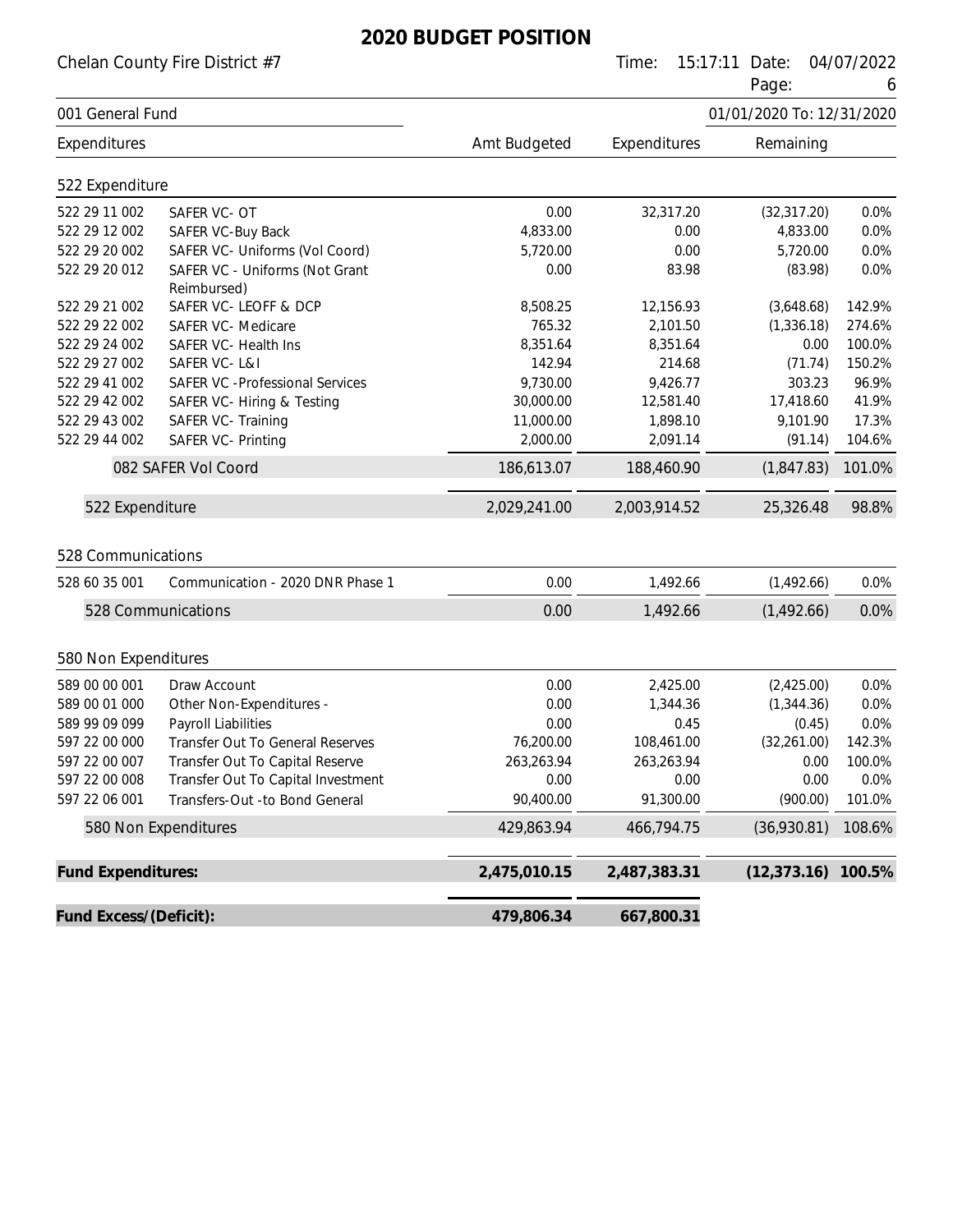# 2020 BUDGET POSITION

Chelan County Fire District #7

Time: 15:17:11 Date: 04/07/2022

001 General Fund — 01/01/2020 To: 12/31/2020

| Expenditures | | Amt Budgeted | Expenditures | Remaining | |
|---|---|---|---|---|---|
| **522 Expenditure** | | | | | |
| 522 29 11 002 | SAFER VC- OT | 0.00 | 32,317.20 | (32,317.20) | 0.0% |
| 522 29 12 002 | SAFER VC-Buy Back | 4,833.00 | 0.00 | 4,833.00 | 0.0% |
| 522 29 20 002 | SAFER VC- Uniforms (Vol Coord) | 5,720.00 | 0.00 | 5,720.00 | 0.0% |
| 522 29 20 012 | SAFER VC - Uniforms (Not Grant Reimbursed) | 0.00 | 83.98 | (83.98) | 0.0% |
| 522 29 21 002 | SAFER VC- LEOFF & DCP | 8,508.25 | 12,156.93 | (3,648.68) | 142.9% |
| 522 29 22 002 | SAFER VC- Medicare | 765.32 | 2,101.50 | (1,336.18) | 274.6% |
| 522 29 24 002 | SAFER VC- Health Ins | 8,351.64 | 8,351.64 | 0.00 | 100.0% |
| 522 29 27 002 | SAFER VC- L&I | 142.94 | 214.68 | (71.74) | 150.2% |
| 522 29 41 002 | SAFER VC -Professional Services | 9,730.00 | 9,426.77 | 303.23 | 96.9% |
| 522 29 42 002 | SAFER VC- Hiring & Testing | 30,000.00 | 12,581.40 | 17,418.60 | 41.9% |
| 522 29 43 002 | SAFER VC- Training | 11,000.00 | 1,898.10 | 9,101.90 | 17.3% |
| 522 29 44 002 | SAFER VC- Printing | 2,000.00 | 2,091.14 | (91.14) | 104.6% |
| | 082 SAFER Vol Coord | 186,613.07 | 188,460.90 | (1,847.83) | 101.0% |
| 522 Expenditure | | 2,029,241.00 | 2,003,914.52 | 25,326.48 | 98.8% |
| **528 Communications** | | | | | |
| 528 60 35 001 | Communication - 2020 DNR Phase 1 | 0.00 | 1,492.66 | (1,492.66) | 0.0% |
| 528 Communications | | 0.00 | 1,492.66 | (1,492.66) | 0.0% |
| **580 Non Expenditures** | | | | | |
| 589 00 00 001 | Draw Account | 0.00 | 2,425.00 | (2,425.00) | 0.0% |
| 589 00 01 000 | Other Non-Expenditures - | 0.00 | 1,344.36 | (1,344.36) | 0.0% |
| 589 99 09 099 | Payroll Liabilities | 0.00 | 0.45 | (0.45) | 0.0% |
| 597 22 00 000 | Transfer Out To General Reserves | 76,200.00 | 108,461.00 | (32,261.00) | 142.3% |
| 597 22 00 007 | Transfer Out To Capital Reserve | 263,263.94 | 263,263.94 | 0.00 | 100.0% |
| 597 22 00 008 | Transfer Out To Capital Investment | 0.00 | 0.00 | 0.00 | 0.0% |
| 597 22 06 001 | Transfers-Out -to Bond General | 90,400.00 | 91,300.00 | (900.00) | 101.0% |
| 580 Non Expenditures | | 429,863.94 | 466,794.75 | (36,930.81) | 108.6% |
| **Fund Expenditures:** | | **2,475,010.15** | **2,487,383.31** | **(12,373.16)** | **100.5%** |
| **Fund Excess/(Deficit):** | | **479,806.34** | **667,800.31** | | |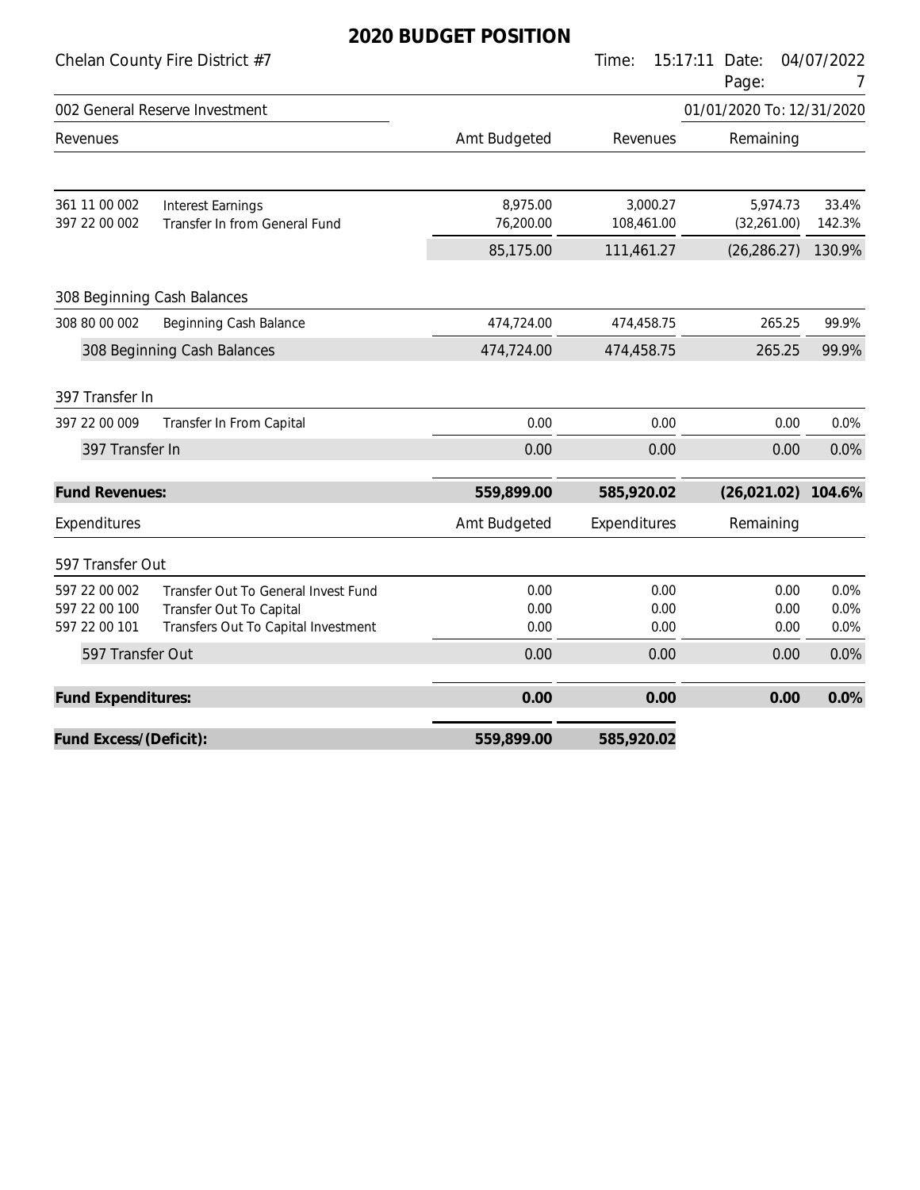# 2020 BUDGET POSITION

Chelan County Fire District #7

Time: 15:17:11 Date: 04/07/2022

## 002 General Reserve Investment

01/01/2020 To: 12/31/2020

| Revenues | | Amt Budgeted | Revenues | Remaining | |
|---|---|---|---|---|---|
| 361 11 00 002 | Interest Earnings | 8,975.00 | 3,000.27 | 5,974.73 | 33.4% |
| 397 22 00 002 | Transfer In from General Fund | 76,200.00 | 108,461.00 | (32,261.00) | 142.3% |
| | | 85,175.00 | 111,461.27 | (26,286.27) | 130.9% |
| **308 Beginning Cash Balances** | | | | | |
| 308 80 00 002 | Beginning Cash Balance | 474,724.00 | 474,458.75 | 265.25 | 99.9% |
| 308 Beginning Cash Balances | | 474,724.00 | 474,458.75 | 265.25 | 99.9% |
| **397 Transfer In** | | | | | |
| 397 22 00 009 | Transfer In From Capital | 0.00 | 0.00 | 0.00 | 0.0% |
| 397 Transfer In | | 0.00 | 0.00 | 0.00 | 0.0% |
| **Fund Revenues:** | | **559,899.00** | **585,920.02** | **(26,021.02)** | **104.6%** |

| Expenditures | | Amt Budgeted | Expenditures | Remaining | |
|---|---|---|---|---|---|
| **597 Transfer Out** | | | | | |
| 597 22 00 002 | Transfer Out To General Invest Fund | 0.00 | 0.00 | 0.00 | 0.0% |
| 597 22 00 100 | Transfer Out To Capital | 0.00 | 0.00 | 0.00 | 0.0% |
| 597 22 00 101 | Transfers Out To Capital Investment | 0.00 | 0.00 | 0.00 | 0.0% |
| 597 Transfer Out | | 0.00 | 0.00 | 0.00 | 0.0% |
| **Fund Expenditures:** | | **0.00** | **0.00** | **0.00** | **0.0%** |
| **Fund Excess/(Deficit):** | | **559,899.00** | **585,920.02** | | |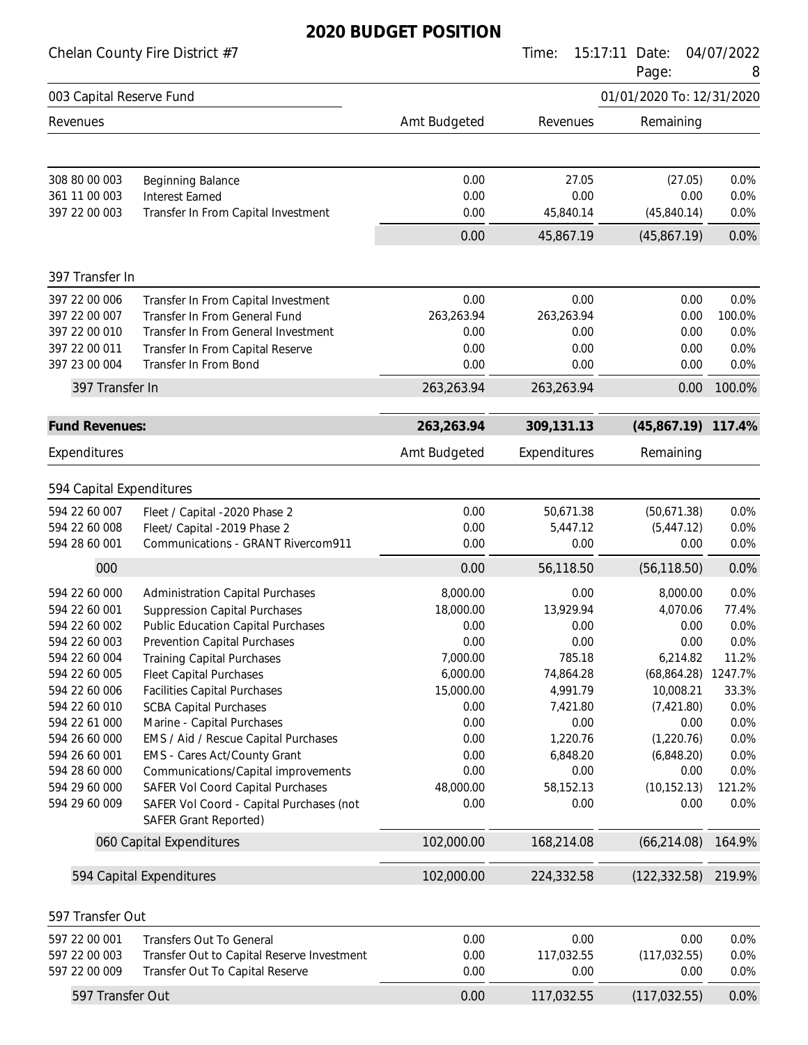# 2020 BUDGET POSITION

Chelan County Fire District #7

Time: 15:17:11 Date: 04/07/2022

003 Capital Reserve Fund

01/01/2020 To: 12/31/2020

| Revenues | | Amt Budgeted | Revenues | Remaining | |
|---|---|---|---|---|---|
| 308 80 00 003 | Beginning Balance | 0.00 | 27.05 | (27.05) | 0.0% |
| 361 11 00 003 | Interest Earned | 0.00 | 0.00 | 0.00 | 0.0% |
| 397 22 00 003 | Transfer In From Capital Investment | 0.00 | 45,840.14 | (45,840.14) | 0.0% |
| | | 0.00 | 45,867.19 | (45,867.19) | 0.0% |
| **397 Transfer In** | | | | | |
| 397 22 00 006 | Transfer In From Capital Investment | 0.00 | 0.00 | 0.00 | 0.0% |
| 397 22 00 007 | Transfer In From General Fund | 263,263.94 | 263,263.94 | 0.00 | 100.0% |
| 397 22 00 010 | Transfer In From General Investment | 0.00 | 0.00 | 0.00 | 0.0% |
| 397 22 00 011 | Transfer In From Capital Reserve | 0.00 | 0.00 | 0.00 | 0.0% |
| 397 23 00 004 | Transfer In From Bond | 0.00 | 0.00 | 0.00 | 0.0% |
| 397 Transfer In | | 263,263.94 | 263,263.94 | 0.00 | 100.0% |
| **Fund Revenues:** | | **263,263.94** | **309,131.13** | **(45,867.19)** | **117.4%** |

| Expenditures | | Amt Budgeted | Expenditures | Remaining | |
|---|---|---|---|---|---|
| **594 Capital Expenditures** | | | | | |
| 594 22 60 007 | Fleet / Capital -2020 Phase 2 | 0.00 | 50,671.38 | (50,671.38) | 0.0% |
| 594 22 60 008 | Fleet/ Capital -2019 Phase 2 | 0.00 | 5,447.12 | (5,447.12) | 0.0% |
| 594 28 60 001 | Communications - GRANT Rivercom911 | 0.00 | 0.00 | 0.00 | 0.0% |
| 000 | | 0.00 | 56,118.50 | (56,118.50) | 0.0% |
| 594 22 60 000 | Administration Capital Purchases | 8,000.00 | 0.00 | 8,000.00 | 0.0% |
| 594 22 60 001 | Suppression Capital Purchases | 18,000.00 | 13,929.94 | 4,070.06 | 77.4% |
| 594 22 60 002 | Public Education Capital Purchases | 0.00 | 0.00 | 0.00 | 0.0% |
| 594 22 60 003 | Prevention Capital Purchases | 0.00 | 0.00 | 0.00 | 0.0% |
| 594 22 60 004 | Training Capital Purchases | 7,000.00 | 785.18 | 6,214.82 | 11.2% |
| 594 22 60 005 | Fleet Capital Purchases | 6,000.00 | 74,864.28 | (68,864.28) | 1247.7% |
| 594 22 60 006 | Facilities Capital Purchases | 15,000.00 | 4,991.79 | 10,008.21 | 33.3% |
| 594 22 60 010 | SCBA Capital Purchases | 0.00 | 7,421.80 | (7,421.80) | 0.0% |
| 594 22 61 000 | Marine - Capital Purchases | 0.00 | 0.00 | 0.00 | 0.0% |
| 594 26 60 000 | EMS / Aid / Rescue Capital Purchases | 0.00 | 1,220.76 | (1,220.76) | 0.0% |
| 594 26 60 001 | EMS - Cares Act/County Grant | 0.00 | 6,848.20 | (6,848.20) | 0.0% |
| 594 28 60 000 | Communications/Capital improvements | 0.00 | 0.00 | 0.00 | 0.0% |
| 594 29 60 000 | SAFER Vol Coord Capital Purchases | 48,000.00 | 58,152.13 | (10,152.13) | 121.2% |
| 594 29 60 009 | SAFER Vol Coord - Capital Purchases (not SAFER Grant Reported) | 0.00 | 0.00 | 0.00 | 0.0% |
| 060 Capital Expenditures | | 102,000.00 | 168,214.08 | (66,214.08) | 164.9% |
| 594 Capital Expenditures | | 102,000.00 | 224,332.58 | (122,332.58) | 219.9% |
| **597 Transfer Out** | | | | | |
| 597 22 00 001 | Transfers Out To General | 0.00 | 0.00 | 0.00 | 0.0% |
| 597 22 00 003 | Transfer Out to Capital Reserve Investment | 0.00 | 117,032.55 | (117,032.55) | 0.0% |
| 597 22 00 009 | Transfer Out To Capital Reserve | 0.00 | 0.00 | 0.00 | 0.0% |
| 597 Transfer Out | | 0.00 | 117,032.55 | (117,032.55) | 0.0% |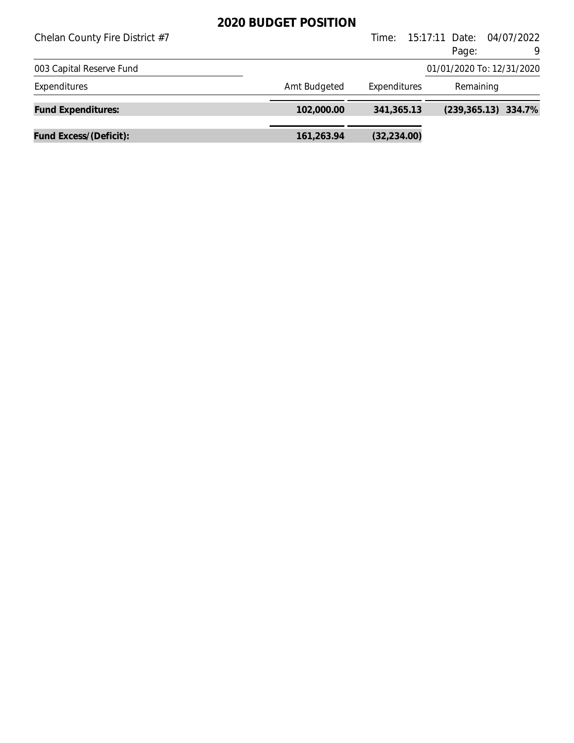# 2020 BUDGET POSITION

Chelan County Fire District #7

Time: 15:17:11 Date: 04/07/2022

003 Capital Reserve Fund

01/01/2020 To: 12/31/2020

| Expenditures | Amt Budgeted | Expenditures | Remaining | |
|---|---|---|---|---|
| **Fund Expenditures:** | **102,000.00** | **341,365.13** | **(239,365.13)** | **334.7%** |
| **Fund Excess/(Deficit):** | **161,263.94** | **(32,234.00)** | | |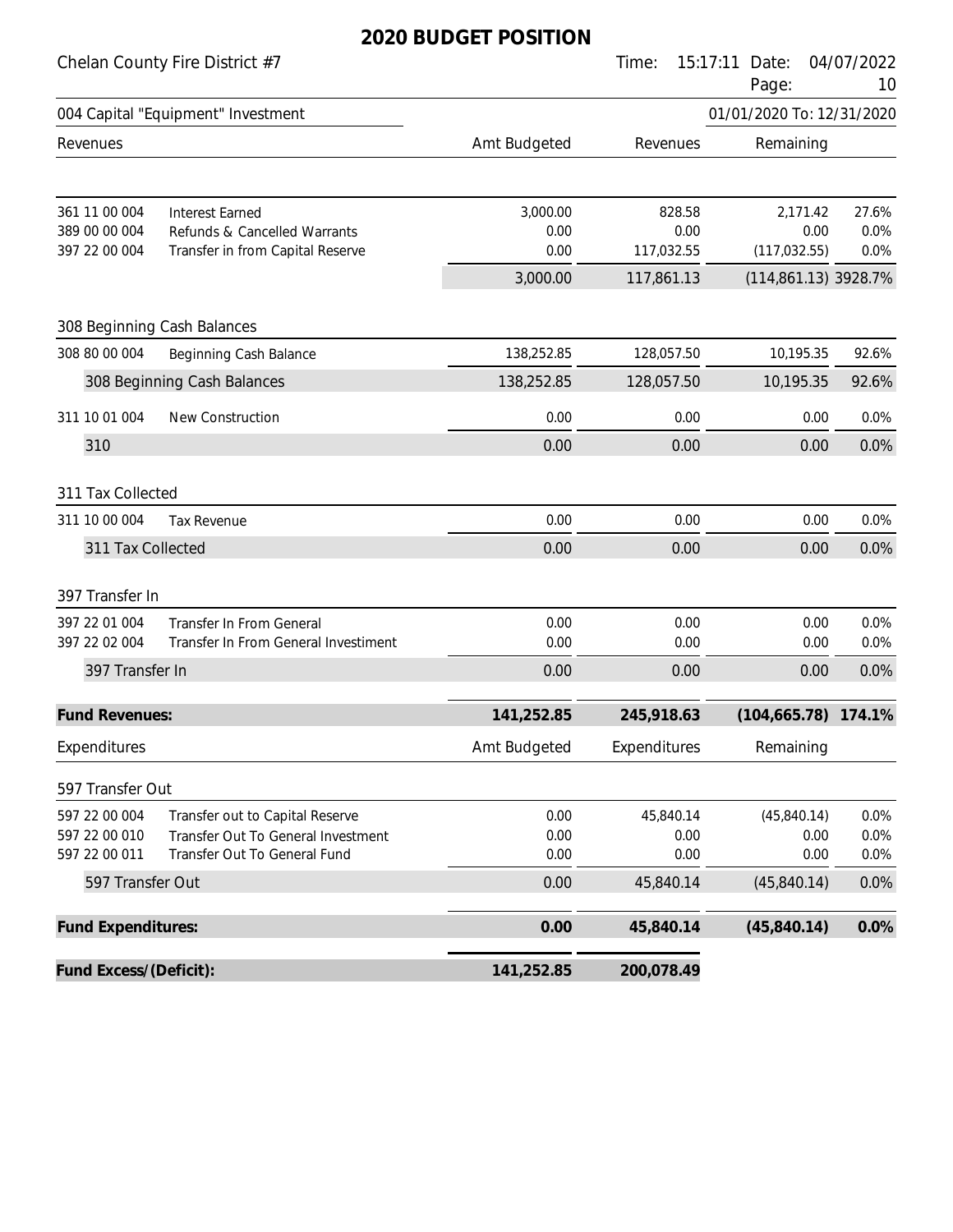# 2020 BUDGET POSITION

Chelan County Fire District #7

Time: 15:17:11 Date: 04/07/2022

004 Capital "Equipment" Investment — 01/01/2020 To: 12/31/2020

| Revenues | | Amt Budgeted | Revenues | Remaining | |
|---|---|---|---|---|---|
| 361 11 00 004 | Interest Earned | 3,000.00 | 828.58 | 2,171.42 | 27.6% |
| 389 00 00 004 | Refunds & Cancelled Warrants | 0.00 | 0.00 | 0.00 | 0.0% |
| 397 22 00 004 | Transfer in from Capital Reserve | 0.00 | 117,032.55 | (117,032.55) | 0.0% |
| | | 3,000.00 | 117,861.13 | (114,861.13) | 3928.7% |
| **308 Beginning Cash Balances** | | | | | |
| 308 80 00 004 | Beginning Cash Balance | 138,252.85 | 128,057.50 | 10,195.35 | 92.6% |
| 308 Beginning Cash Balances | | 138,252.85 | 128,057.50 | 10,195.35 | 92.6% |
| 311 10 01 004 | New Construction | 0.00 | 0.00 | 0.00 | 0.0% |
| 310 | | 0.00 | 0.00 | 0.00 | 0.0% |
| **311 Tax Collected** | | | | | |
| 311 10 00 004 | Tax Revenue | 0.00 | 0.00 | 0.00 | 0.0% |
| 311 Tax Collected | | 0.00 | 0.00 | 0.00 | 0.0% |
| **397 Transfer In** | | | | | |
| 397 22 01 004 | Transfer In From General | 0.00 | 0.00 | 0.00 | 0.0% |
| 397 22 02 004 | Transfer In From General Investiment | 0.00 | 0.00 | 0.00 | 0.0% |
| 397 Transfer In | | 0.00 | 0.00 | 0.00 | 0.0% |
| **Fund Revenues:** | | **141,252.85** | **245,918.63** | **(104,665.78)** | **174.1%** |

| Expenditures | | Amt Budgeted | Expenditures | Remaining | |
|---|---|---|---|---|---|
| **597 Transfer Out** | | | | | |
| 597 22 00 004 | Transfer out to Capital Reserve | 0.00 | 45,840.14 | (45,840.14) | 0.0% |
| 597 22 00 010 | Transfer Out To General Investment | 0.00 | 0.00 | 0.00 | 0.0% |
| 597 22 00 011 | Transfer Out To General Fund | 0.00 | 0.00 | 0.00 | 0.0% |
| 597 Transfer Out | | 0.00 | 45,840.14 | (45,840.14) | 0.0% |
| **Fund Expenditures:** | | **0.00** | **45,840.14** | **(45,840.14)** | **0.0%** |
| **Fund Excess/(Deficit):** | | **141,252.85** | **200,078.49** | | |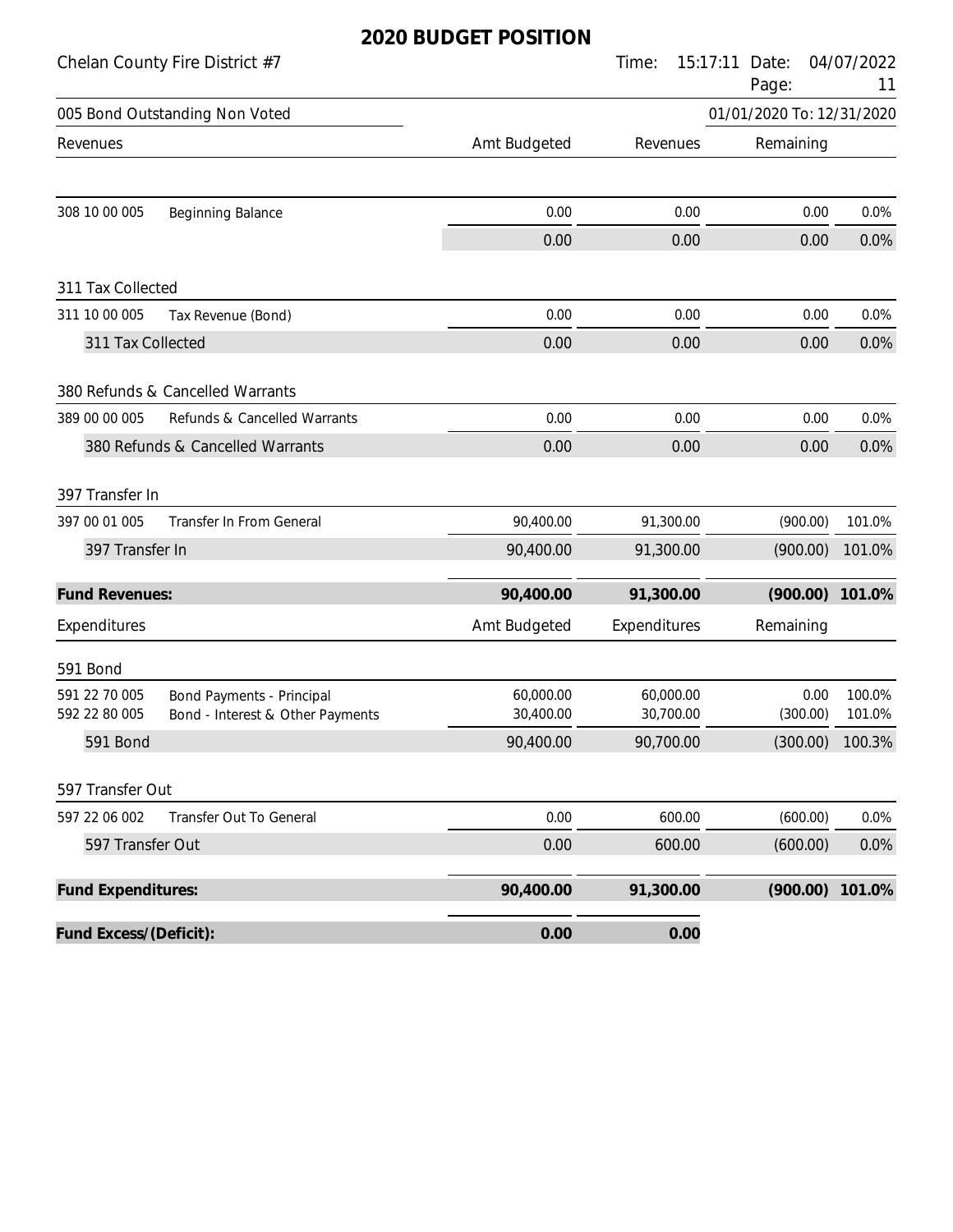# 2020 BUDGET POSITION

Chelan County Fire District #7

Time: 15:17:11 Date: 04/07/2022

005 Bond Outstanding Non Voted — 01/01/2020 To: 12/31/2020

| Revenues | | Amt Budgeted | Revenues | Remaining | |
|---|---|---|---|---|---|
| 308 10 00 005 | Beginning Balance | 0.00 | 0.00 | 0.00 | 0.0% |
| | | 0.00 | 0.00 | 0.00 | 0.0% |
| **311 Tax Collected** | | | | | |
| 311 10 00 005 | Tax Revenue (Bond) | 0.00 | 0.00 | 0.00 | 0.0% |
| 311 Tax Collected | | 0.00 | 0.00 | 0.00 | 0.0% |
| **380 Refunds & Cancelled Warrants** | | | | | |
| 389 00 00 005 | Refunds & Cancelled Warrants | 0.00 | 0.00 | 0.00 | 0.0% |
| 380 Refunds & Cancelled Warrants | | 0.00 | 0.00 | 0.00 | 0.0% |
| **397 Transfer In** | | | | | |
| 397 00 01 005 | Transfer In From General | 90,400.00 | 91,300.00 | (900.00) | 101.0% |
| 397 Transfer In | | 90,400.00 | 91,300.00 | (900.00) | 101.0% |
| **Fund Revenues:** | | **90,400.00** | **91,300.00** | **(900.00)** | **101.0%** |

| Expenditures | | Amt Budgeted | Expenditures | Remaining | |
|---|---|---|---|---|---|
| **591 Bond** | | | | | |
| 591 22 70 005 | Bond Payments - Principal | 60,000.00 | 60,000.00 | 0.00 | 100.0% |
| 592 22 80 005 | Bond - Interest & Other Payments | 30,400.00 | 30,700.00 | (300.00) | 101.0% |
| 591 Bond | | 90,400.00 | 90,700.00 | (300.00) | 100.3% |
| **597 Transfer Out** | | | | | |
| 597 22 06 002 | Transfer Out To General | 0.00 | 600.00 | (600.00) | 0.0% |
| 597 Transfer Out | | 0.00 | 600.00 | (600.00) | 0.0% |
| **Fund Expenditures:** | | **90,400.00** | **91,300.00** | **(900.00)** | **101.0%** |
| **Fund Excess/(Deficit):** | | **0.00** | **0.00** | | |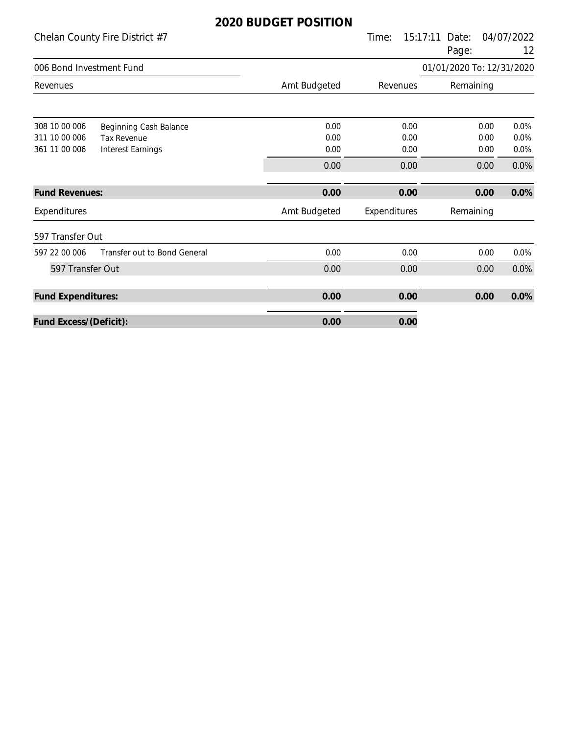# 2020 BUDGET POSITION

Chelan County Fire District #7

Time: 15:17:11 Date: 04/07/2022

## 006 Bond Investment Fund

01/01/2020 To: 12/31/2020

| Revenues | | Amt Budgeted | Revenues | Remaining | |
|---|---|---|---|---|---|
| 308 10 00 006 | Beginning Cash Balance | 0.00 | 0.00 | 0.00 | 0.0% |
| 311 10 00 006 | Tax Revenue | 0.00 | 0.00 | 0.00 | 0.0% |
| 361 11 00 006 | Interest Earnings | 0.00 | 0.00 | 0.00 | 0.0% |
| | | 0.00 | 0.00 | 0.00 | 0.0% |
| **Fund Revenues:** | | **0.00** | **0.00** | **0.00** | **0.0%** |

| Expenditures | | Amt Budgeted | Expenditures | Remaining | |
|---|---|---|---|---|---|
| 597 Transfer Out | | | | | |
| 597 22 00 006 | Transfer out to Bond General | 0.00 | 0.00 | 0.00 | 0.0% |
| 597 Transfer Out | | 0.00 | 0.00 | 0.00 | 0.0% |
| **Fund Expenditures:** | | **0.00** | **0.00** | **0.00** | **0.0%** |
| **Fund Excess/(Deficit):** | | **0.00** | **0.00** | | |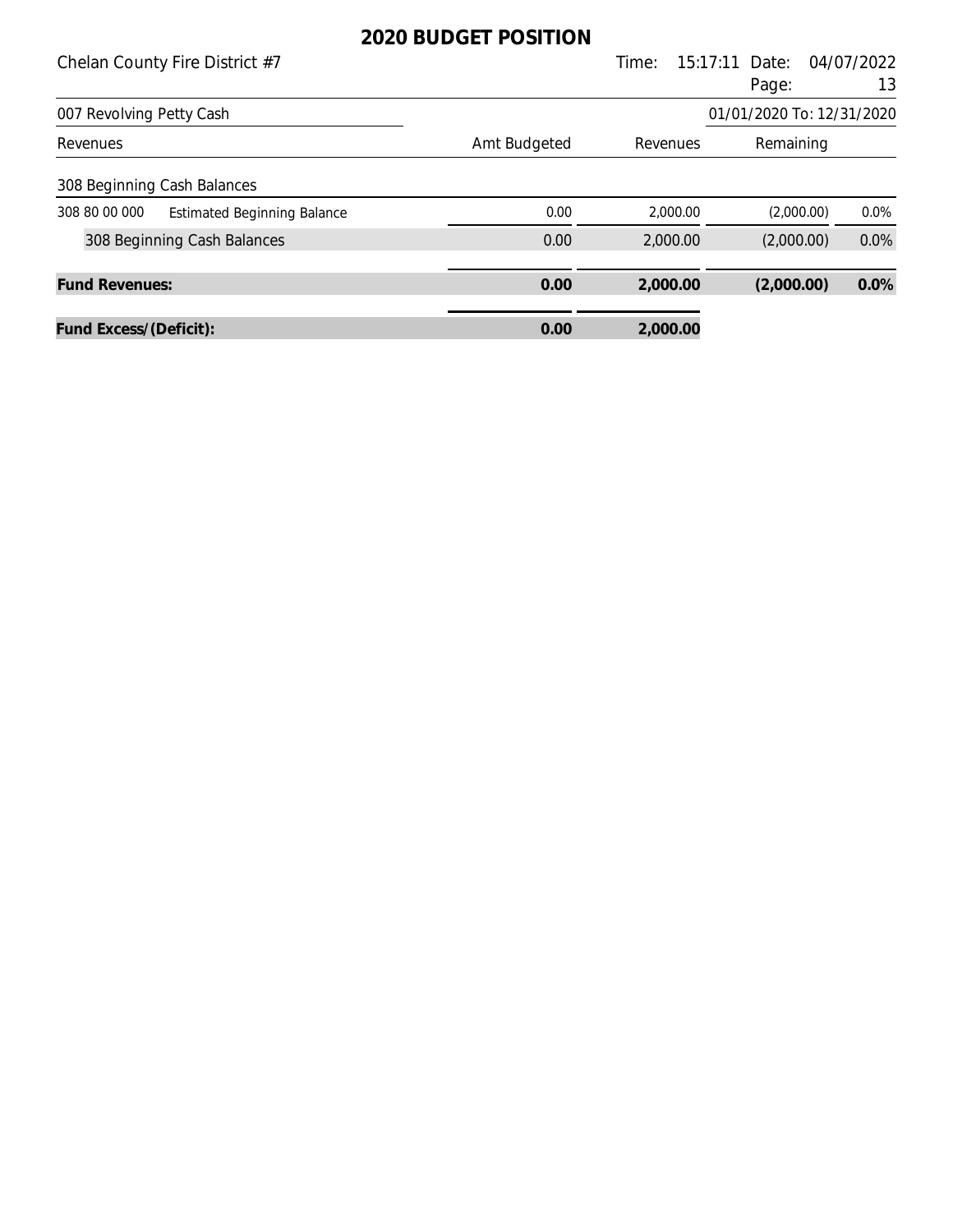# 2020 BUDGET POSITION

Chelan County Fire District #7

Time: 15:17:11 Date: 04/07/2022

007 Revolving Petty Cash — 01/01/2020 To: 12/31/2020

| Revenues | | Amt Budgeted | Revenues | Remaining | |
|---|---|---|---|---|---|
| **308 Beginning Cash Balances** | | | | | |
| 308 80 00 000 | Estimated Beginning Balance | 0.00 | 2,000.00 | (2,000.00) | 0.0% |
| 308 Beginning Cash Balances | | 0.00 | 2,000.00 | (2,000.00) | 0.0% |
| **Fund Revenues:** | | **0.00** | **2,000.00** | **(2,000.00)** | **0.0%** |
| **Fund Excess/(Deficit):** | | **0.00** | **2,000.00** | | |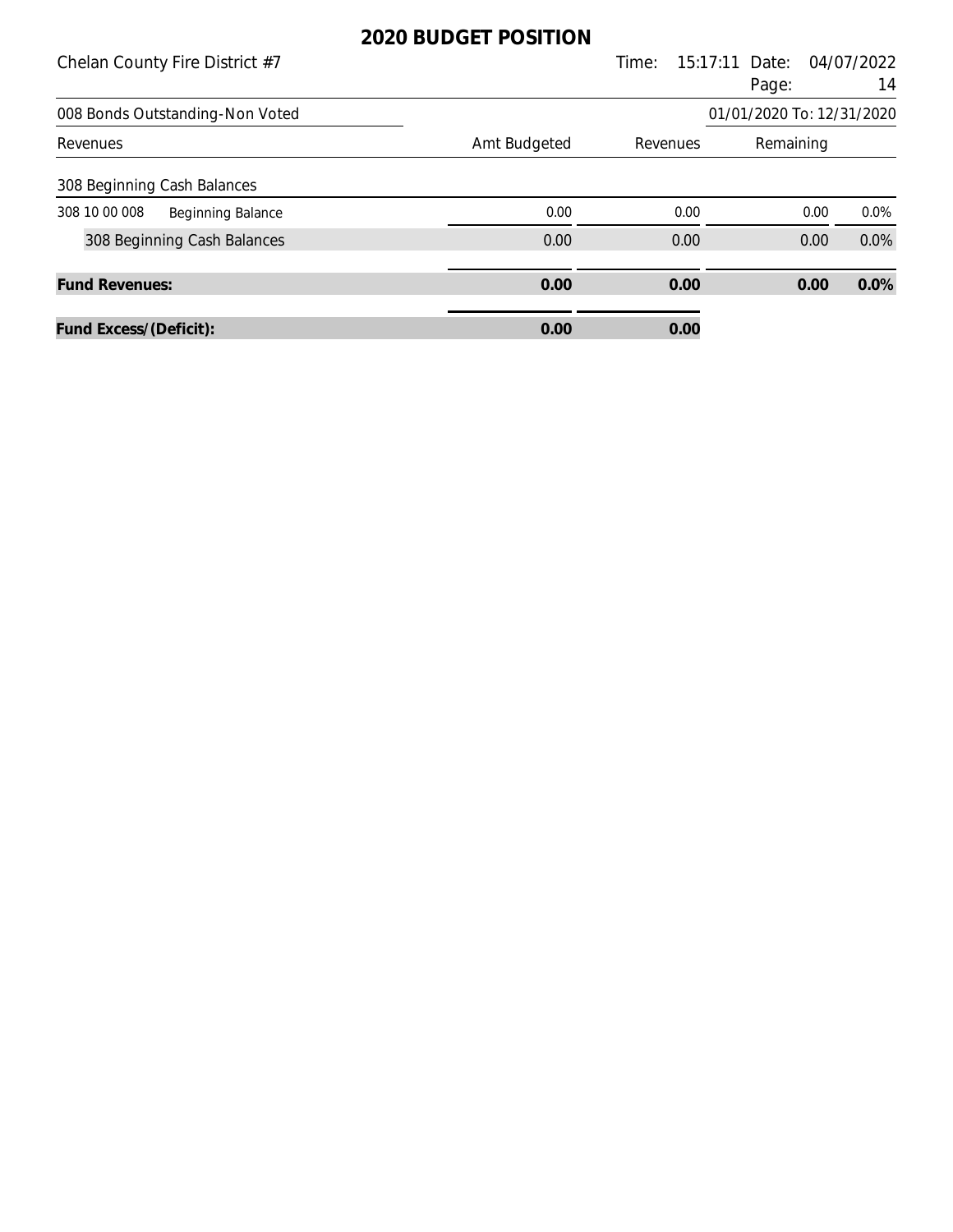# 2020 BUDGET POSITION

Chelan County Fire District #7

Time: 15:17:11 Date: 04/07/2022

008 Bonds Outstanding-Non Voted

01/01/2020 To: 12/31/2020

| Revenues | | Amt Budgeted | Revenues | Remaining | |
|---|---|---|---|---|---|
| 308 Beginning Cash Balances | | | | | |
| 308 10 00 008 | Beginning Balance | 0.00 | 0.00 | 0.00 | 0.0% |
| 308 Beginning Cash Balances | | 0.00 | 0.00 | 0.00 | 0.0% |
| **Fund Revenues:** | | **0.00** | **0.00** | **0.00** | **0.0%** |
| **Fund Excess/(Deficit):** | | **0.00** | **0.00** | | |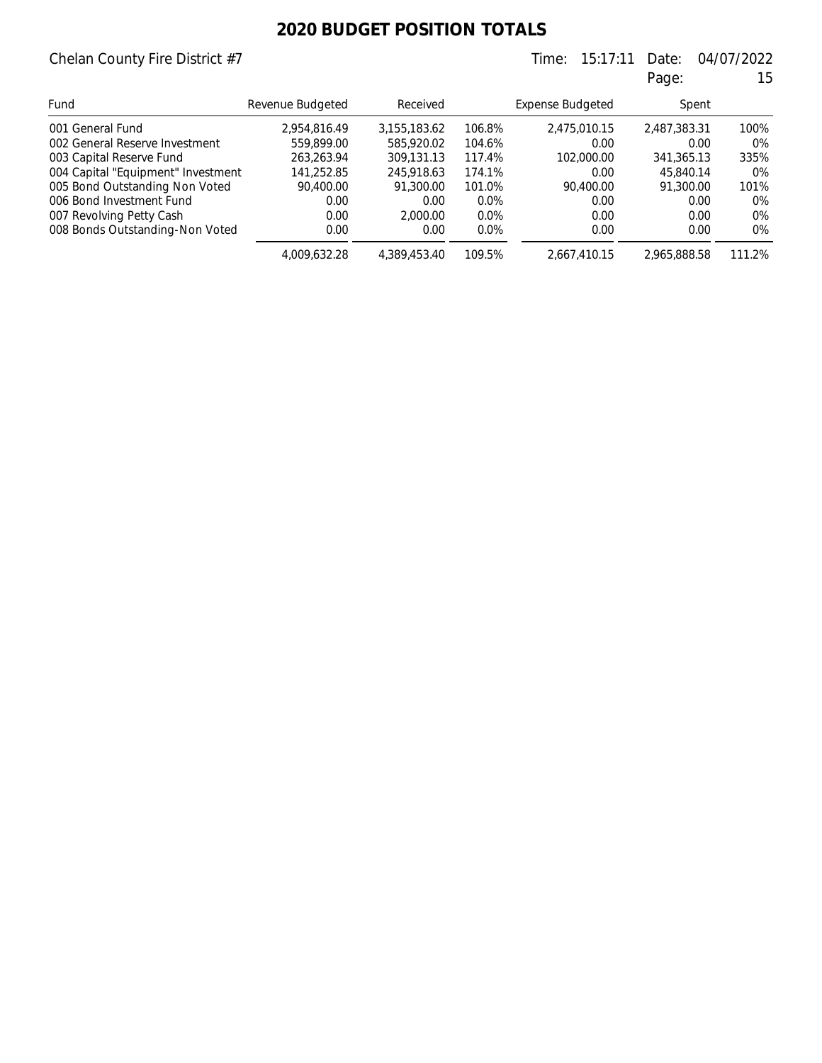# 2020 BUDGET POSITION TOTALS

Chelan County Fire District #7

Time: 15:17:11 Date: 04/07/2022

| Fund | Revenue Budgeted | Received | | Expense Budgeted | Spent | |
|---|---|---|---|---|---|---|
| 001 General Fund | 2,954,816.49 | 3,155,183.62 | 106.8% | 2,475,010.15 | 2,487,383.31 | 100% |
| 002 General Reserve Investment | 559,899.00 | 585,920.02 | 104.6% | 0.00 | 0.00 | 0% |
| 003 Capital Reserve Fund | 263,263.94 | 309,131.13 | 117.4% | 102,000.00 | 341,365.13 | 335% |
| 004 Capital "Equipment" Investment | 141,252.85 | 245,918.63 | 174.1% | 0.00 | 45,840.14 | 0% |
| 005 Bond Outstanding Non Voted | 90,400.00 | 91,300.00 | 101.0% | 90,400.00 | 91,300.00 | 101% |
| 006 Bond Investment Fund | 0.00 | 0.00 | 0.0% | 0.00 | 0.00 | 0% |
| 007 Revolving Petty Cash | 0.00 | 2,000.00 | 0.0% | 0.00 | 0.00 | 0% |
| 008 Bonds Outstanding-Non Voted | 0.00 | 0.00 | 0.0% | 0.00 | 0.00 | 0% |
| | 4,009,632.28 | 4,389,453.40 | 109.5% | 2,667,410.15 | 2,965,888.58 | 111.2% |